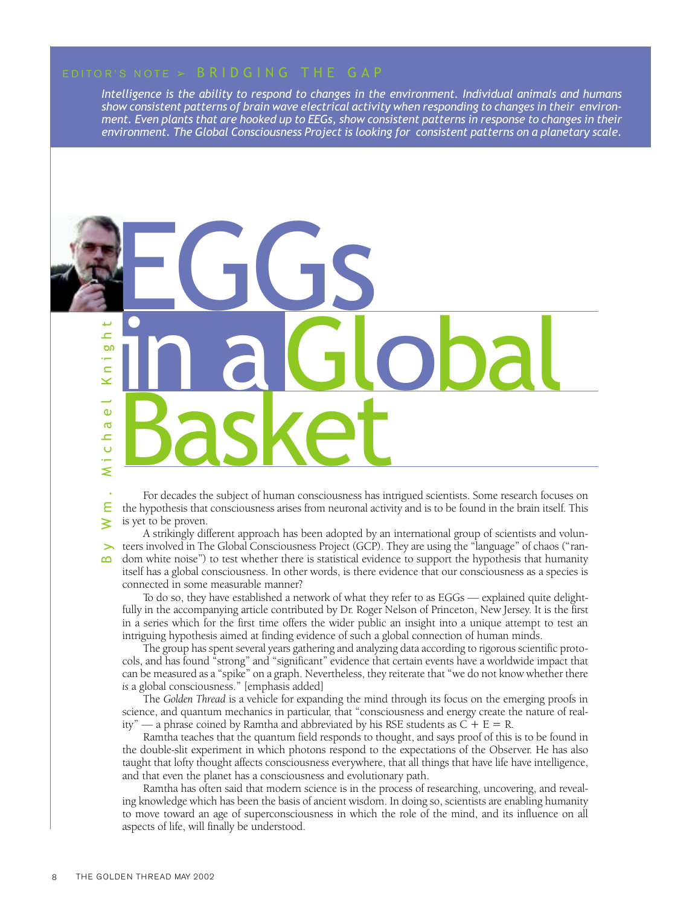EDITOR'S NOTE > BRIDGING THE GAP

*Intelligence is the ability to respond to changes in the environment. Individual animals and humans show consistent patterns of brain wave electrical activity when responding to changes in their environment. Even plants that are hooked up to EEGs, show consistent patterns in response to changes in their environment. The Global Consciousness Project is looking for consistent patterns on a planetary scale.*

# EGGs in a Global Basket

By Wm. Michael Knight

For decades the subject of human consciousness has intrigued scientists. Some research focuses on the hypothesis that consciousness arises from neuronal activity and is to be found in the brain itself. This is yet to be proven.

A strikingly different approach has been adopted by an international group of scientists and volunteers involved in The Global Consciousness Project (GCP). They are using the "language" of chaos ("random white noise") to test whether there is statistical evidence to support the hypothesis that humanity itself has a global consciousness. In other words, is there evidence that our consciousness as a species is connected in some measurable manner?

To do so, they have established a network of what they refer to as EGGs — explained quite delightfully in the accompanying article contributed by Dr. Roger Nelson of Princeton, New Jersey. It is the first in a series which for the first time offers the wider public an insight into a unique attempt to test an intriguing hypothesis aimed at finding evidence of such a global connection of human minds.

The group has spent several years gathering and analyzing data according to rigorous scientific protocols, and has found "strong" and "significant" evidence that certain events have a worldwide impact that can be measured as a "spike" on a graph. Nevertheless, they reiterate that "we do not know whether there *is* a global consciousness." [emphasis added]

The *Golden Thread* is a vehicle for expanding the mind through its focus on the emerging proofs in science, and quantum mechanics in particular, that "consciousness and energy create the nature of reality" — a phrase coined by Ramtha and abbreviated by his RSE students as C + E = R.

Ramtha teaches that the quantum field responds to thought, and says proof of this is to be found in the double-slit experiment in which photons respond to the expectations of the Observer. He has also taught that lofty thought affects consciousness everywhere, that all things that have life have intelligence, and that even the planet has a consciousness and evolutionary path.

Ramtha has often said that modern science is in the process of researching, uncovering, and revealing knowledge which has been the basis of ancient wisdom. In doing so, scientists are enabling humanity to move toward an age of superconsciousness in which the role of the mind, and its influence on all aspects of life, will finally be understood.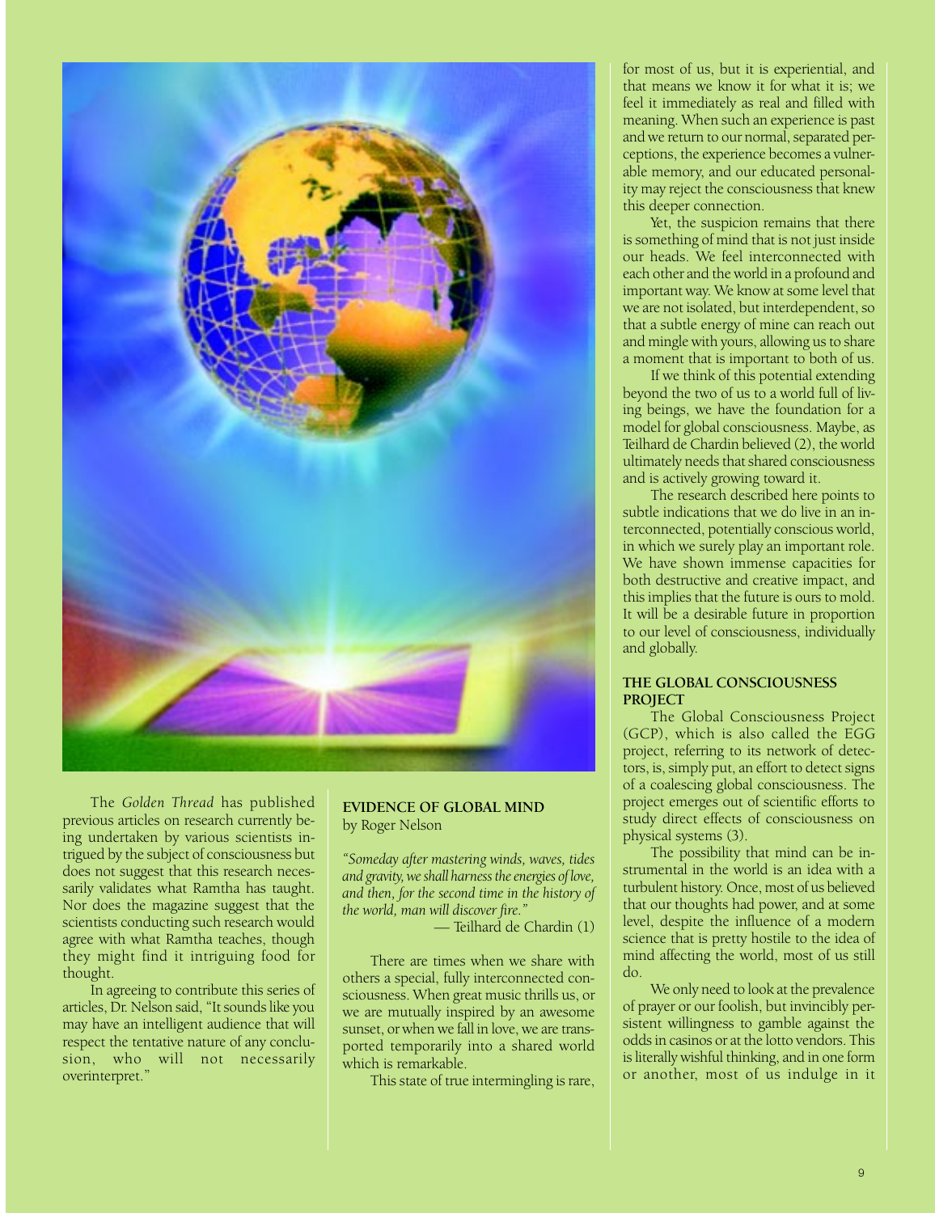The *Golden Thread* has published previous articles on research currently being undertaken by various scientists intrigued by the subject of consciousness but does not suggest that this research necessarily validates what Ramtha has taught. Nor does the magazine suggest that the scientists conducting such research would agree with what Ramtha teaches, though they might find it intriguing food for thought.

In agreeing to contribute this series of articles, Dr. Nelson said, "It sounds like you may have an intelligent audience that will respect the tentative nature of any conclusion, who will not necessarily overinterpret."

## EVIDENCE OF GLOBAL MIND

by Roger Nelson

*"Someday after mastering winds, waves, tides and gravity, we shall harness the energies of love, and then, for the second time in the history of the world, man will discover fire."*

— Teilhard de Chardin (1)

There are times when we share with others a special, fully interconnected consciousness. When great music thrills us, or we are mutually inspired by an awesome sunset, or when we fall in love, we are transported temporarily into a shared world which is remarkable.

This state of true intermingling is rare, for most of us, but it is experiential, and that means we know it for what it is; we feel it immediately as real and filled with meaning. When such an experience is past and we return to our normal, separated perceptions, the experience becomes a vulnerable memory, and our educated personality may reject the consciousness that knew this deeper connection.

Yet, the suspicion remains that there is something of mind that is not just inside our heads. We feel interconnected with each other and the world in a profound and important way. We know at some level that we are not isolated, but interdependent, so that a subtle energy of mine can reach out and mingle with yours, allowing us to share a moment that is important to both of us.

If we think of this potential extending beyond the two of us to a world full of living beings, we have the foundation for a model for global consciousness. Maybe, as Teilhard de Chardin believed (2), the world ultimately needs that shared consciousness and is actively growing toward it.

The research described here points to subtle indications that we do live in an interconnected, potentially conscious world, in which we surely play an important role. We have shown immense capacities for both destructive and creative impact, and this implies that the future is ours to mold. It will be a desirable future in proportion to our level of consciousness, individually and globally.

### THE GLOBAL CONSCIOUSNESS PROJECT

The Global Consciousness Project (GCP), which is also called the EGG project, referring to its network of detectors, is, simply put, an effort to detect signs of a coalescing global consciousness. The project emerges out of scientific efforts to study direct effects of consciousness on physical systems (3).

The possibility that mind can be instrumental in the world is an idea with a turbulent history. Once, most of us believed that our thoughts had power, and at some level, despite the influence of a modern science that is pretty hostile to the idea of mind affecting the world, most of us still do.

We only need to look at the prevalence of prayer or our foolish, but invincibly persistent willingness to gamble against the odds in casinos or at the lotto vendors. This is literally wishful thinking, and in one form or another, most of us indulge in it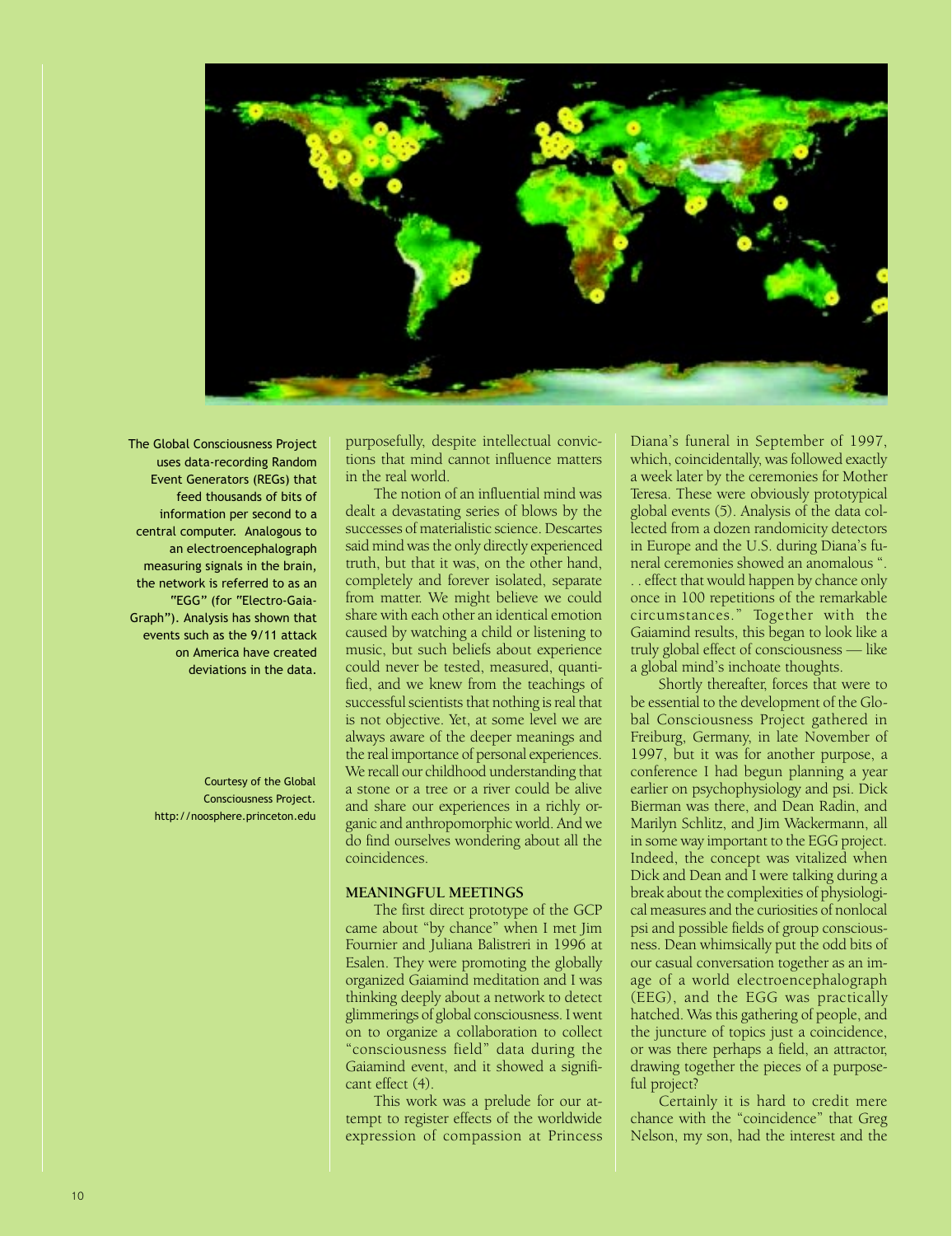The Global Consciousness Project uses data-recording Random Event Generators (REGs) that feed thousands of bits of information per second to a central computer. Analogous to an electroencephalograph measuring signals in the brain, the network is referred to as an "EGG" (for "Electro-Gaia-Graph"). Analysis has shown that events such as the 9/11 attack on America have created deviations in the data.

Courtesy of the Global Consciousness Project. http://noosphere.princeton.edu

purposefully, despite intellectual convictions that mind cannot influence matters in the real world.

The notion of an influential mind was dealt a devastating series of blows by the successes of materialistic science. Descartes said mind was the only directly experienced truth, but that it was, on the other hand, completely and forever isolated, separate from matter. We might believe we could share with each other an identical emotion caused by watching a child or listening to music, but such beliefs about experience could never be tested, measured, quantified, and we knew from the teachings of successful scientists that nothing is real that is not objective. Yet, at some level we are always aware of the deeper meanings and the real importance of personal experiences. We recall our childhood understanding that a stone or a tree or a river could be alive and share our experiences in a richly organic and anthropomorphic world. And we do find ourselves wondering about all the coincidences.

### MEANINGFUL MEETINGS

The first direct prototype of the GCP came about "by chance" when I met Jim Fournier and Juliana Balistreri in 1996 at Esalen. They were promoting the globally organized Gaiamind meditation and I was thinking deeply about a network to detect glimmerings of global consciousness. I went on to organize a collaboration to collect "consciousness field" data during the Gaiamind event, and it showed a significant effect (4).

This work was a prelude for our attempt to register effects of the worldwide expression of compassion at Princess Diana's funeral in September of 1997, which, coincidentally, was followed exactly a week later by the ceremonies for Mother Teresa. These were obviously prototypical global events (5). Analysis of the data collected from a dozen randomicity detectors in Europe and the U.S. during Diana's funeral ceremonies showed an anomalous ". . . effect that would happen by chance only once in 100 repetitions of the remarkable circumstances." Together with the Gaiamind results, this began to look like a truly global effect of consciousness — like a global mind's inchoate thoughts.

Shortly thereafter, forces that were to be essential to the development of the Global Consciousness Project gathered in Freiburg, Germany, in late November of 1997, but it was for another purpose, a conference I had begun planning a year earlier on psychophysiology and psi. Dick Bierman was there, and Dean Radin, and Marilyn Schlitz, and Jim Wackermann, all in some way important to the EGG project. Indeed, the concept was vitalized when Dick and Dean and I were talking during a break about the complexities of physiological measures and the curiosities of nonlocal psi and possible fields of group consciousness. Dean whimsically put the odd bits of our casual conversation together as an image of a world electroencephalograph (EEG), and the EGG was practically hatched. Was this gathering of people, and the juncture of topics just a coincidence, or was there perhaps a field, an attractor, drawing together the pieces of a purposeful project?

Certainly it is hard to credit mere chance with the "coincidence" that Greg Nelson, my son, had the interest and the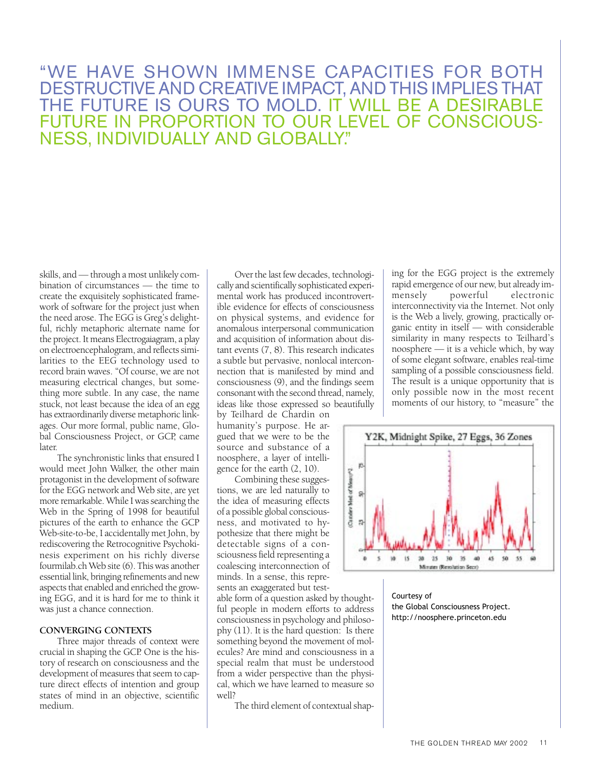"WE HAVE SHOWN IMMENSE CAPACITIES FOR BOTH DESTRUCTIVE AND CREATIVE IMPACT, AND THIS IMPLIES THAT THE FUTURE IS OURS TO MOLD. IT WILL BE A DESIRABLE FUTURE IN PROPORTION TO OUR LEVEL OF CONSCIOUSNESS, INDIVIDUALLY AND GLOBALLY."

skills, and — through a most unlikely combination of circumstances — the time to create the exquisitely sophisticated framework of software for the project just when the need arose. The EGG is Greg's delightful, richly metaphoric alternate name for the project. It means Electrogaiagram, a play on electroencephalogram, and reflects similarities to the EEG technology used to record brain waves. "Of course, we are not measuring electrical changes, but something more subtle. In any case, the name stuck, not least because the idea of an egg has extraordinarily diverse metaphoric linkages. Our more formal, public name, Global Consciousness Project, or GCP, came later.

The synchronistic links that ensured I would meet John Walker, the other main protagonist in the development of software for the EGG network and Web site, are yet more remarkable. While I was searching the Web in the Spring of 1998 for beautiful pictures of the earth to enhance the GCP Web-site-to-be, I accidentally met John, by rediscovering the Retrocognitive Psychokinesis experiment on his richly diverse fourmilab.ch Web site (6). This was another essential link, bringing refinements and new aspects that enabled and enriched the growing EGG, and it is hard for me to think it was just a chance connection.

## CONVERGING CONTEXTS

Three major threads of context were crucial in shaping the GCP. One is the history of research on consciousness and the development of measures that seem to capture direct effects of intention and group states of mind in an objective, scientific medium.

Over the last few decades, technologically and scientifically sophisticated experimental work has produced incontrovertible evidence for effects of consciousness on physical systems, and evidence for anomalous interpersonal communication and acquisition of information about distant events (7, 8). This research indicates a subtle but pervasive, nonlocal interconnection that is manifested by mind and consciousness (9), and the findings seem consonant with the second thread, namely, ideas like those expressed so beautifully by Teilhard de Chardin on humanity's purpose. He argued that we were to be the source and substance of a noosphere, a layer of intelligence for the earth (2, 10).

Combining these suggestions, we are led naturally to the idea of measuring effects of a possible global consciousness, and motivated to hypothesize that there might be detectable signs of a consciousness field representing a coalescing interconnection of minds. In a sense, this represents an exaggerated but testable form of a question asked by thoughtful people in modern efforts to address consciousness in psychology and philosophy (11). It is the hard question: Is there something beyond the movement of molecules? Are mind and consciousness in a special realm that must be understood from a wider perspective than the physical, which we have learned to measure so well?

The third element of contextual shaping for the EGG project is the extremely rapid emergence of our new, but already immensely powerful electronic interconnectivity via the Internet. Not only is the Web a lively, growing, practically organic entity in itself — with considerable similarity in many respects to Teilhard's noosphere — it is a vehicle which, by way of some elegant software, enables real-time sampling of a possible consciousness field. The result is a unique opportunity that is only possible now in the most recent moments of our history, to "measure" the

Y2K, Midnight Spike, 27 Eggs, 36 Zones

Courtesy of the Global Consciousness Project. http://noosphere.princeton.edu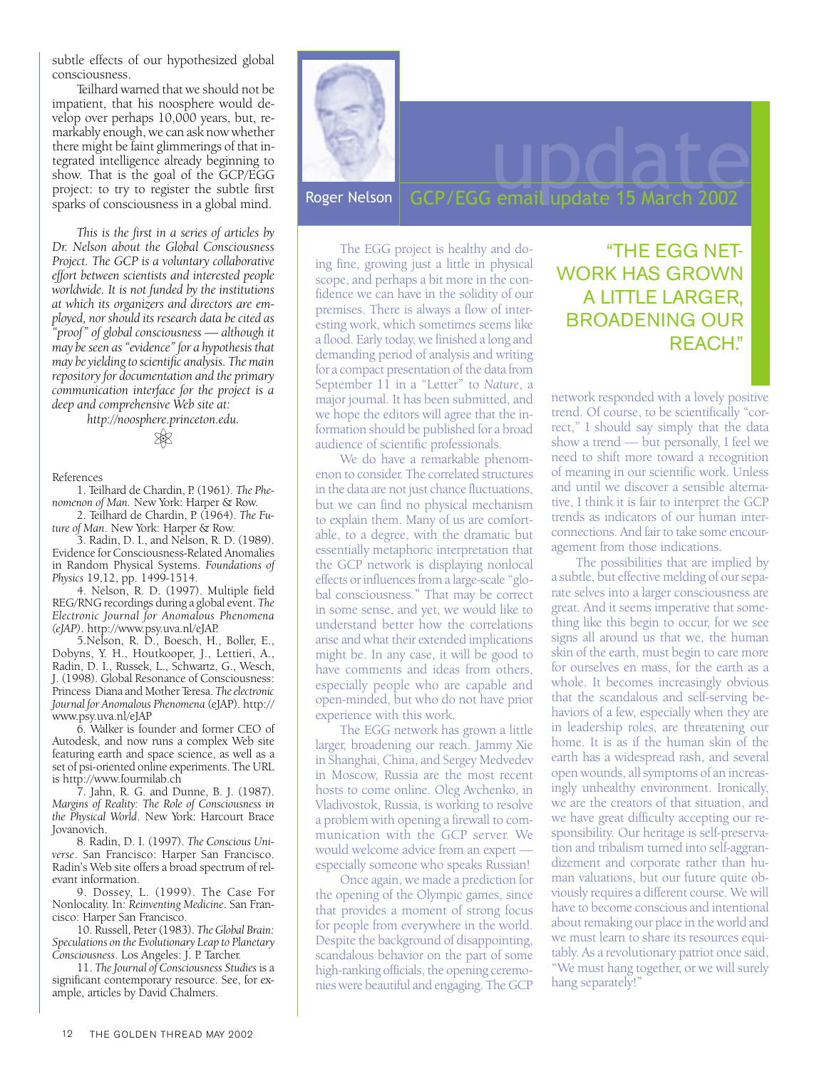subtle effects of our hypothesized global consciousness.

Teilhard warned that we should not be impatient, that his noosphere would develop over perhaps 10,000 years, but, remarkably enough, we can ask now whether there might be faint glimmerings of that integrated intelligence already beginning to show. That is the goal of the GCP/EGG project: to try to register the subtle first sparks of consciousness in a global mind.

*This is the first in a series of articles by Dr. Nelson about the Global Consciousness Project. The GCP is a voluntary collaborative effort between scientists and interested people worldwide. It is not funded by the institutions at which its organizers and directors are employed, nor should its research data be cited as "proof" of global consciousness — although it may be seen as "evidence" for a hypothesis that may be yielding to scientific analysis. The main repository for documentation and the primary communication interface for the project is a deep and comprehensive Web site at:*

*http://noosphere.princeton.edu.*

References

1. Teilhard de Chardin, P. (1961). *The Phenomenon of Man*. New York: Harper & Row.
2. Teilhard de Chardin, P. (1964). *The Future of Man*. New York: Harper & Row.
3. Radin, D. I., and Nelson, R. D. (1989). Evidence for Consciousness-Related Anomalies in Random Physical Systems. *Foundations of Physics* 19,12, pp. 1499-1514.
4. Nelson, R. D. (1997). Multiple field REG/RNG recordings during a global event. *The Electronic Journal for Anomalous Phenomena (eJAP)*. http://www.psy.uva.nl/eJAP.
5. Nelson, R. D., Boesch, H., Boller, E., Dobyns, Y. H., Houtkooper, J., Lettieri, A., Radin, D. I., Russek, L., Schwartz, G., Wesch, J. (1998). Global Resonance of Consciousness: Princess Diana and Mother Teresa. *The electronic Journal for Anomalous Phenomena* (eJAP). http://www.psy.uva.nl/eJAP
6. Walker is founder and former CEO of Autodesk, and now runs a complex Web site featuring earth and space science, as well as a set of psi-oriented online experiments. The URL is http://www.fourmilab.ch
7. Jahn, R. G. and Dunne, B. J. (1987). *Margins of Reality: The Role of Consciousness in the Physical World*. New York: Harcourt Brace Jovanovich.
8. Radin, D. I. (1997). *The Conscious Universe*. San Francisco: Harper San Francisco. Radin's Web site offers a broad spectrum of relevant information.
9. Dossey, L. (1999). The Case For Nonlocality. In: *Reinventing Medicine*. San Francisco: Harper San Francisco.
10. Russell, Peter (1983). *The Global Brain: Speculations on the Evolutionary Leap to Planetary Consciousness*. Los Angeles: J. P. Tarcher.
11. *The Journal of Consciousness Studies* is a significant contemporary resource. See, for example, articles by David Chalmers.

# update

## GCP/EGG email update 15 March 2002

Roger Nelson

The EGG project is healthy and doing fine, growing just a little in physical scope, and perhaps a bit more in the confidence we can have in the solidity of our premises. There is always a flow of interesting work, which sometimes seems like a flood. Early today, we finished a long and demanding period of analysis and writing for a compact presentation of the data from September 11 in a "Letter" to *Nature*, a major journal. It has been submitted, and we hope the editors will agree that the information should be published for a broad audience of scientific professionals.

We do have a remarkable phenomenon to consider. The correlated structures in the data are not just chance fluctuations, but we can find no physical mechanism to explain them. Many of us are comfortable, to a degree, with the dramatic but essentially metaphoric interpretation that the GCP network is displaying nonlocal effects or influences from a large-scale "global consciousness." That may be correct in some sense, and yet, we would like to understand better how the correlations arise and what their extended implications might be. In any case, it will be good to have comments and ideas from others, especially people who are capable and open-minded, but who do not have prior experience with this work.

"THE EGG NETWORK HAS GROWN A LITTLE LARGER, BROADENING OUR REACH."

The EGG network has grown a little larger, broadening our reach. Jammy Xie in Shanghai, China, and Sergey Medvedev in Moscow, Russia are the most recent hosts to come online. Oleg Avchenko, in Vladivostok, Russia, is working to resolve a problem with opening a firewall to communication with the GCP server. We would welcome advice from an expert — especially someone who speaks Russian!

Once again, we made a prediction for the opening of the Olympic games, since that provides a moment of strong focus for people from everywhere in the world. Despite the background of disappointing, scandalous behavior on the part of some high-ranking officials, the opening ceremonies were beautiful and engaging. The GCP network responded with a lovely positive trend. Of course, to be scientifically "correct," I should say simply that the data show a trend — but personally, I feel we need to shift more toward a recognition of meaning in our scientific work. Unless and until we discover a sensible alternative, I think it is fair to interpret the GCP trends as indicators of our human interconnections. And fair to take some encouragement from those indications.

The possibilities that are implied by a subtle, but effective melding of our separate selves into a larger consciousness are great. And it seems imperative that something like this begin to occur, for we see signs all around us that we, the human skin of the earth, must begin to care more for ourselves en mass, for the earth as a whole. It becomes increasingly obvious that the scandalous and self-serving behaviors of a few, especially when they are in leadership roles, are threatening our home. It is as if the human skin of the earth has a widespread rash, and several open wounds, all symptoms of an increasingly unhealthy environment. Ironically, we are the creators of that situation, and we have great difficulty accepting our responsibility. Our heritage is self-preservation and tribalism turned into self-aggrandizement and corporate rather than human valuations, but our future quite obviously requires a different course. We will have to become conscious and intentional about remaking our place in the world and we must learn to share its resources equitably. As a revolutionary patriot once said, "We must hang together, or we will surely hang separately!"